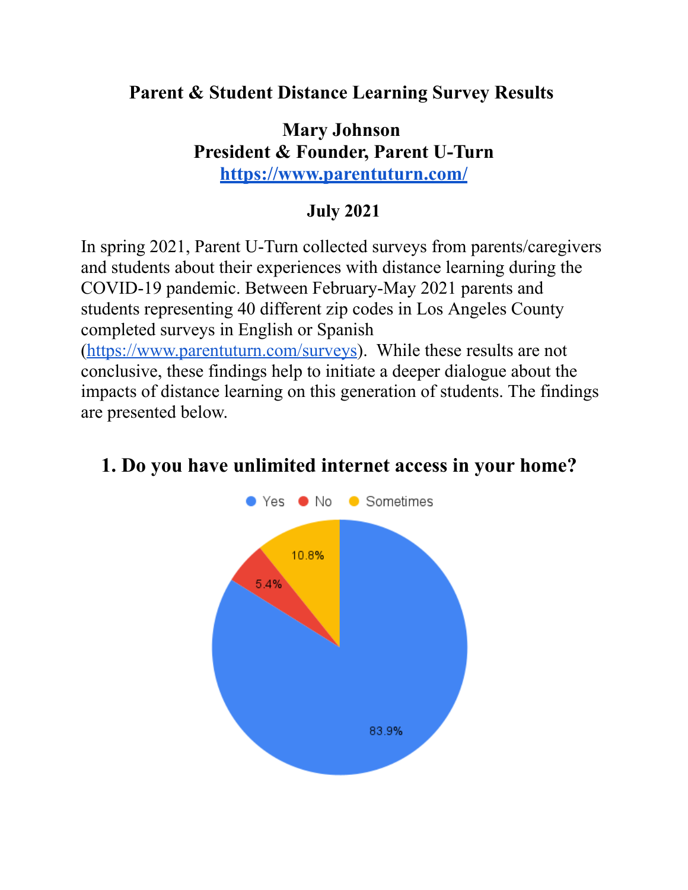# Parent & Student Distance Learning Survey Results

**Mary Johnson**
**President & Founder, Parent U-Turn**
**https://www.parentuturn.com/**

**July 2021**

In spring 2021, Parent U-Turn collected surveys from parents/caregivers and students about their experiences with distance learning during the COVID-19 pandemic. Between February-May 2021 parents and students representing 40 different zip codes in Los Angeles County completed surveys in English or Spanish (https://www.parentuturn.com/surveys). While these results are not conclusive, these findings help to initiate a deeper dialogue about the impacts of distance learning on this generation of students. The findings are presented below.

## 1. Do you have unlimited internet access in your home?

| Response | Percentage |
| --- | --- |
| Yes | 83.9% |
| No | 5.4% |
| Sometimes | 10.8% |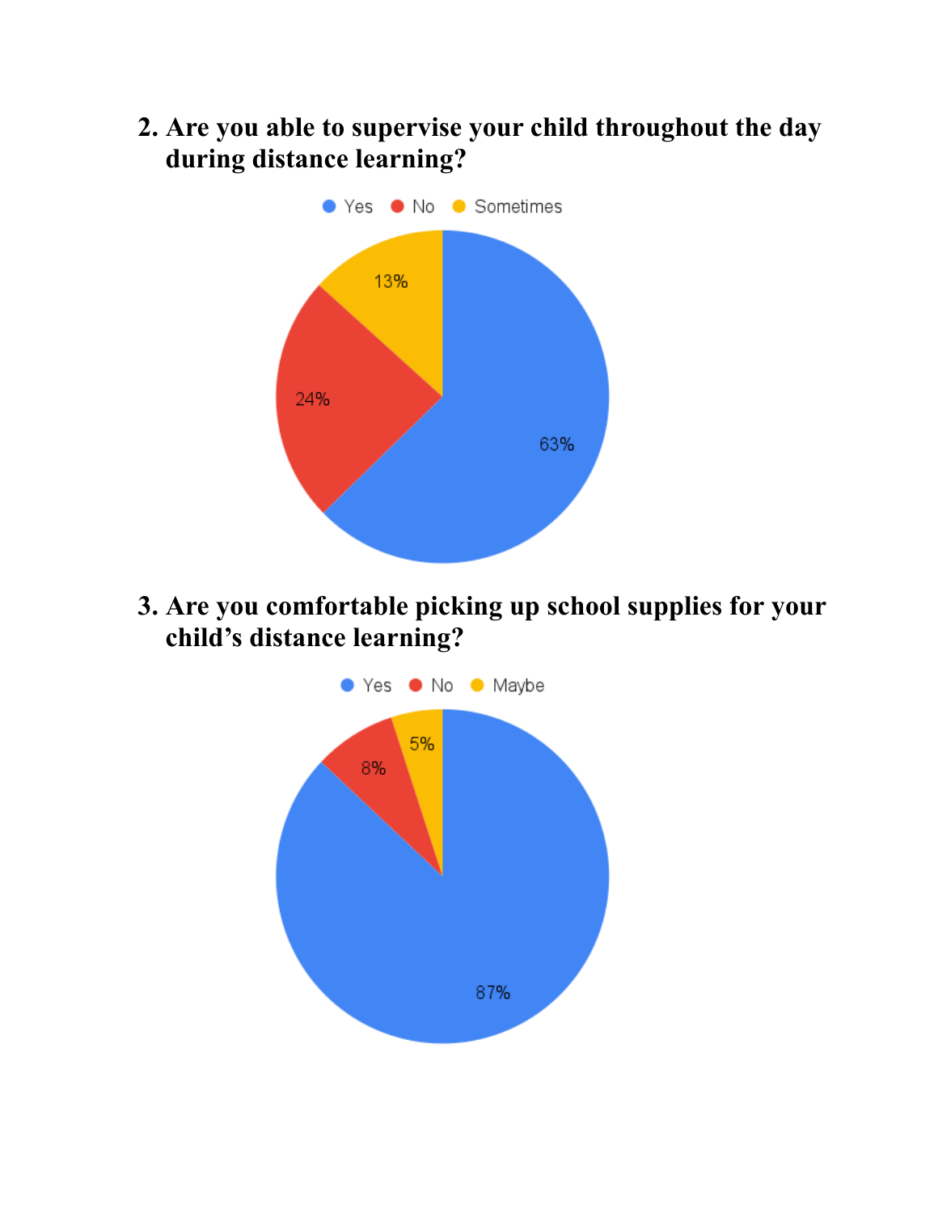2. **Are you able to supervise your child throughout the day during distance learning?**

Yes | No | Sometimes

13%

24%

63%

3. **Are you comfortable picking up school supplies for your child's distance learning?**

Yes | No | Maybe

5%

8%

87%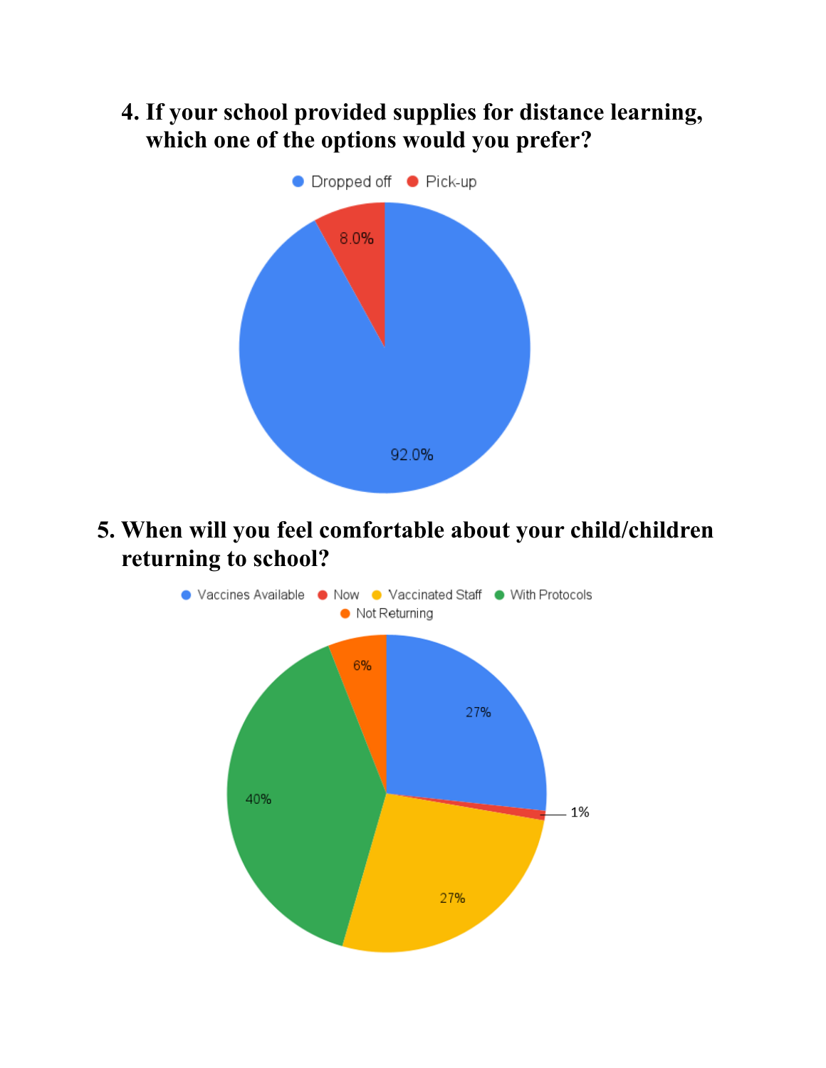4. **If your school provided supplies for distance learning, which one of the options would you prefer?**

Dropped off | Pick-up

8.0%

92.0%

5. **When will you feel comfortable about your child/children returning to school?**

Vaccines Available | Now | Vaccinated Staff | With Protocols | Not Returning

6%

27%

1%

40%

27%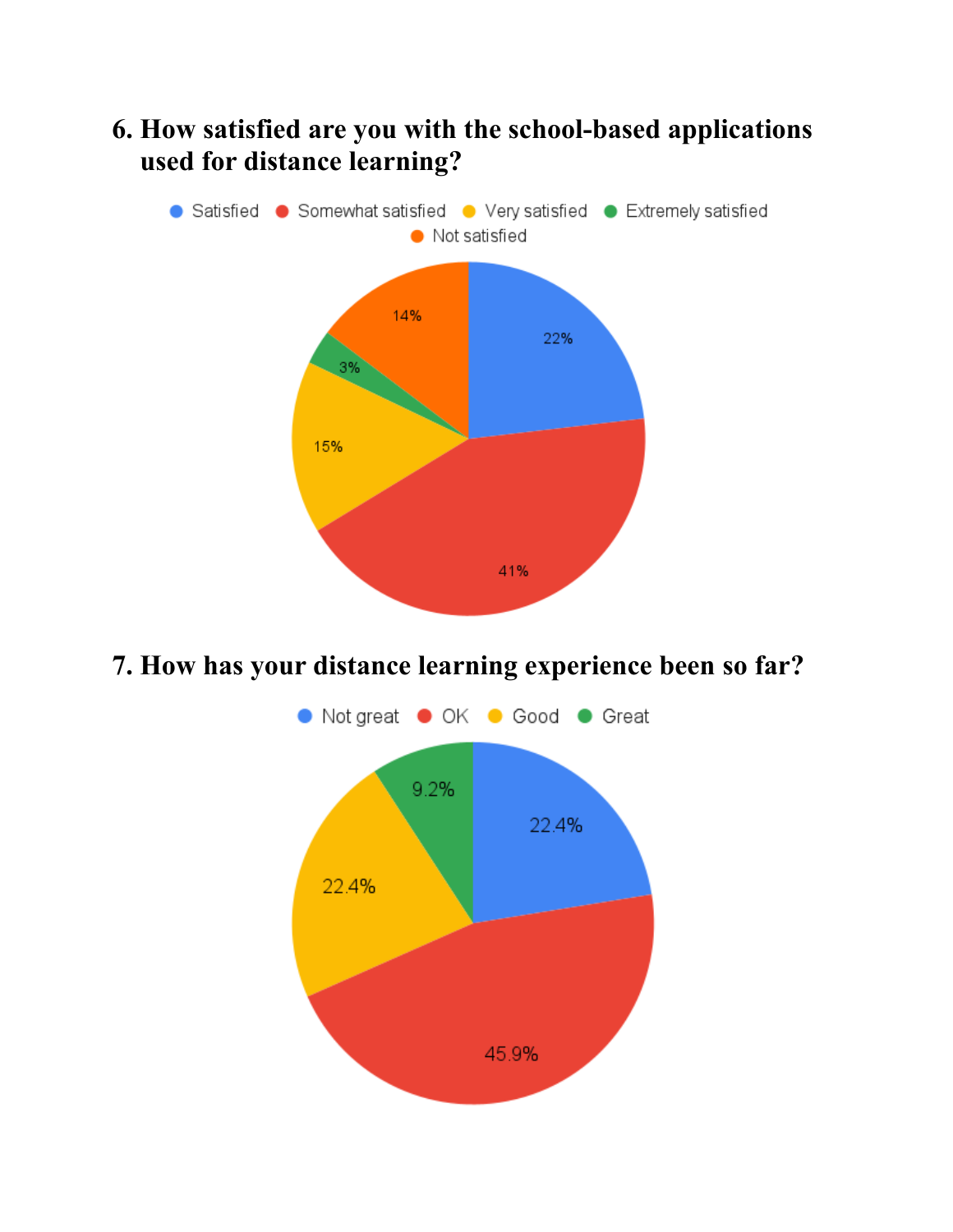6. **How satisfied are you with the school-based applications used for distance learning?**

7. **How has your distance learning experience been so far?**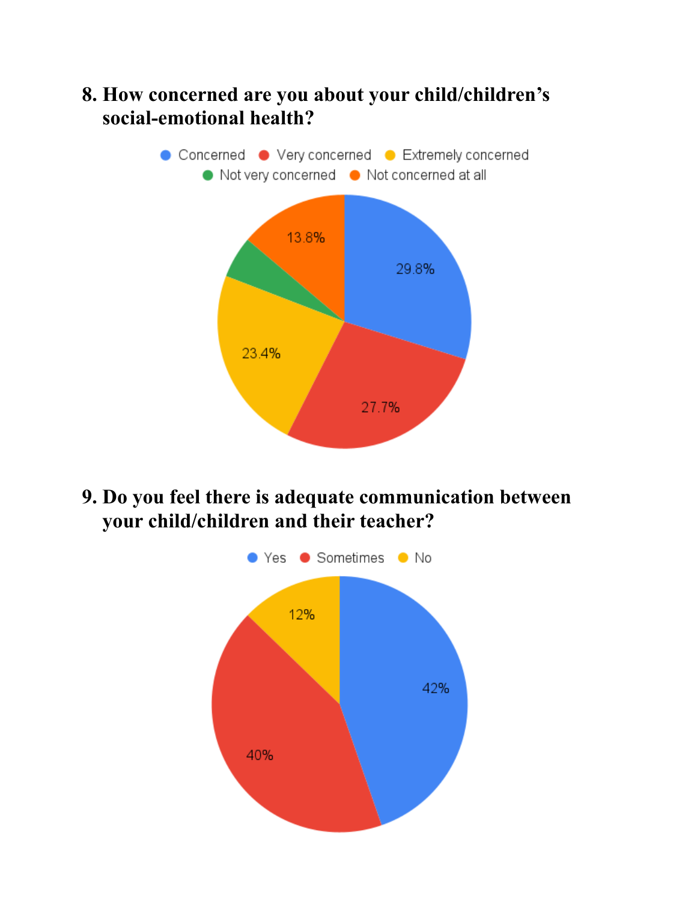8. How concerned are you about your child/children's social-emotional health?

Concerned · Very concerned · Extremely concerned · Not very concerned · Not concerned at all

| Response | Percentage |
| --- | --- |
| Concerned | 29.8% |
| Very concerned | 27.7% |
| Extremely concerned | 23.4% |
| Not very concerned | |
| Not concerned at all | 13.8% |

9. Do you feel there is adequate communication between your child/children and their teacher?

Yes · Sometimes · No

| Response | Percentage |
| --- | --- |
| Yes | 42% |
| Sometimes | 40% |
| No | 12% |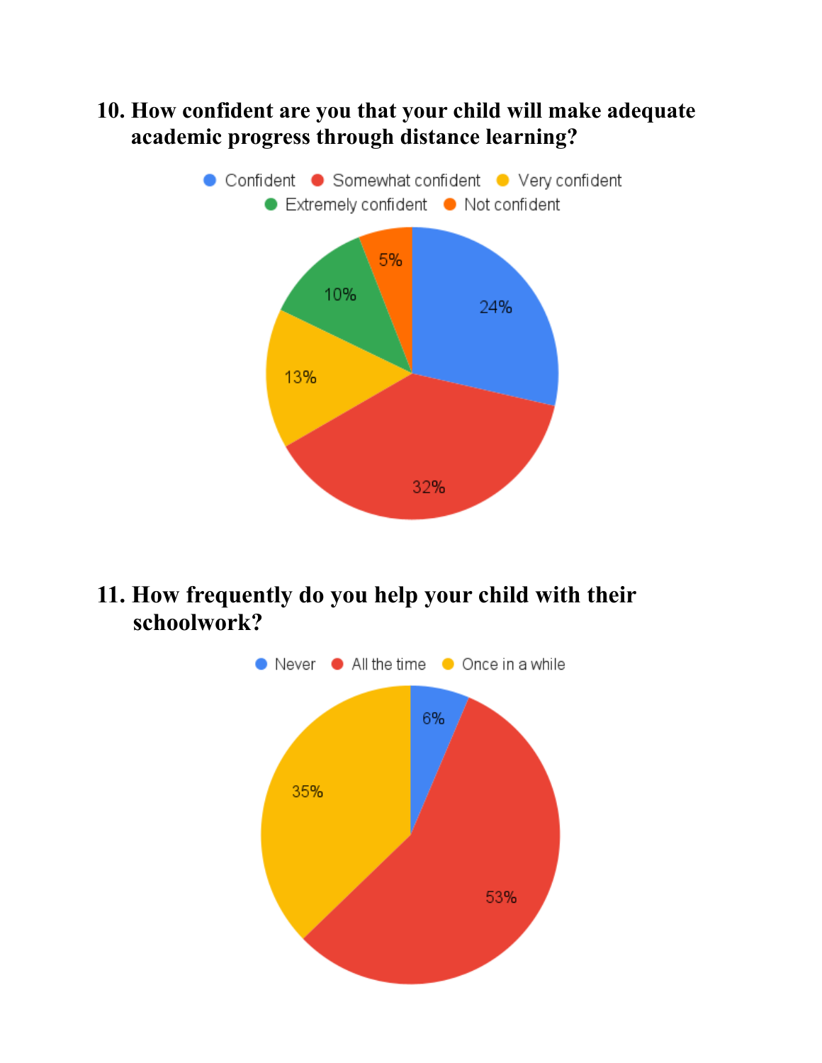10. **How confident are you that your child will make adequate academic progress through distance learning?**

| Response | Percentage |
| --- | --- |
| Confident | 24% |
| Somewhat confident | 32% |
| Very confident | 13% |
| Extremely confident | 10% |
| Not confident | 5% |

11. **How frequently do you help your child with their schoolwork?**

| Response | Percentage |
| --- | --- |
| Never | 6% |
| All the time | 53% |
| Once in a while | 35% |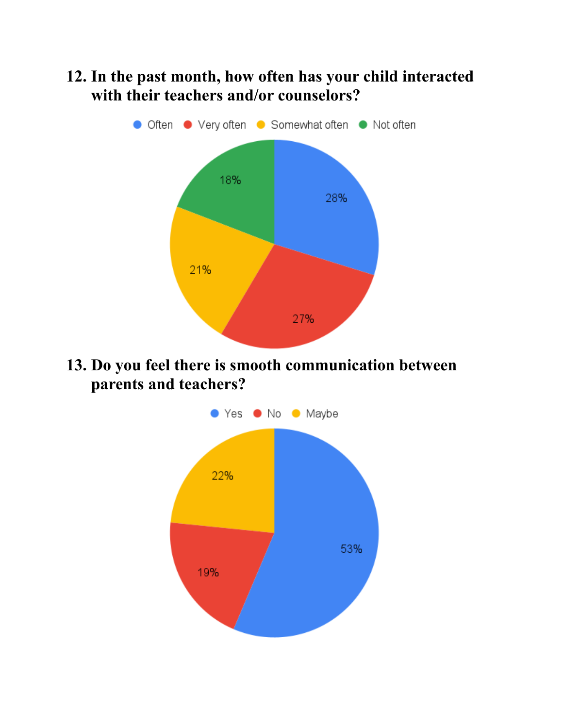**12. In the past month, how often has your child interacted with their teachers and/or counselors?**

Often | Very often | Somewhat often | Not often

28% | 27% | 21% | 18%

**13. Do you feel there is smooth communication between parents and teachers?**

Yes | No | Maybe

53% | 19% | 22%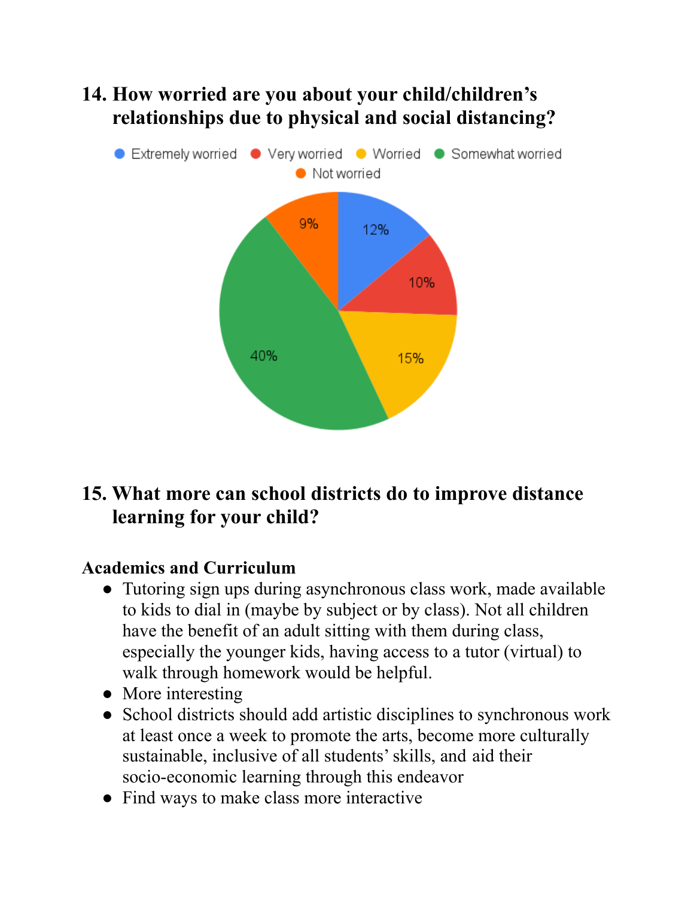## 14. How worried are you about your child/children's relationships due to physical and social distancing?

## 15. What more can school districts do to improve distance learning for your child?

**Academics and Curriculum**

- Tutoring sign ups during asynchronous class work, made available to kids to dial in (maybe by subject or by class). Not all children have the benefit of an adult sitting with them during class, especially the younger kids, having access to a tutor (virtual) to walk through homework would be helpful.
- More interesting
- School districts should add artistic disciplines to synchronous work at least once a week to promote the arts, become more culturally sustainable, inclusive of all students' skills, and aid their socio-economic learning through this endeavor
- Find ways to make class more interactive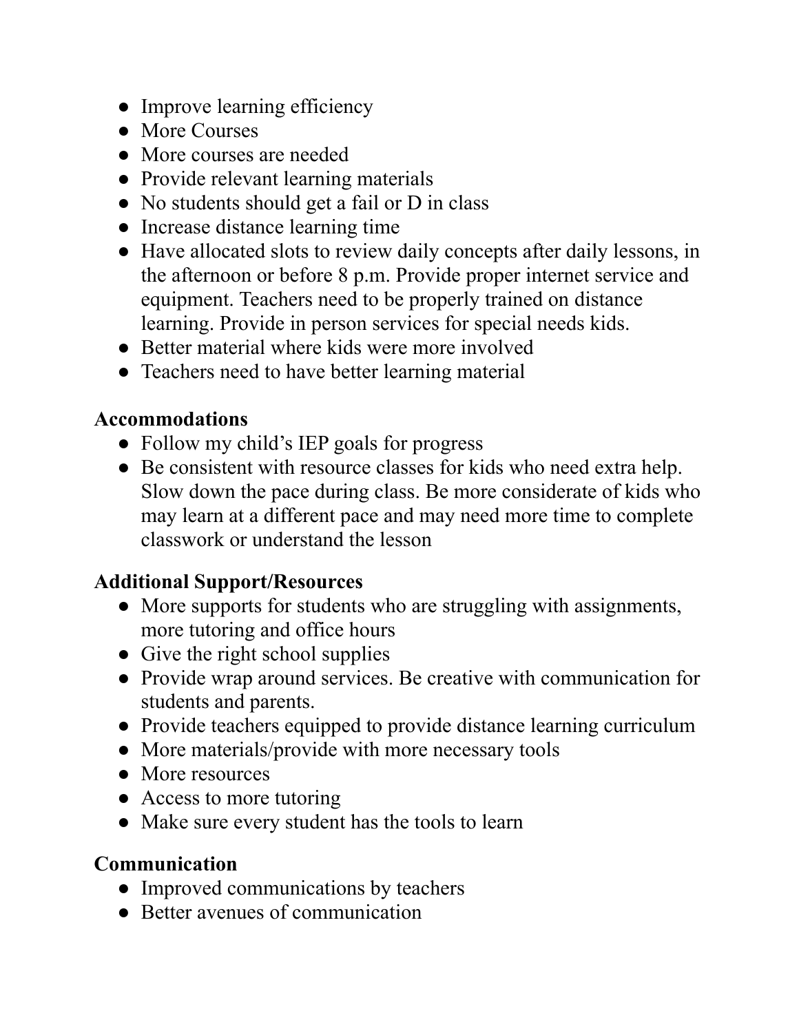- Improve learning efficiency
- More Courses
- More courses are needed
- Provide relevant learning materials
- No students should get a fail or D in class
- Increase distance learning time
- Have allocated slots to review daily concepts after daily lessons, in the afternoon or before 8 p.m. Provide proper internet service and equipment. Teachers need to be properly trained on distance learning. Provide in person services for special needs kids.
- Better material where kids were more involved
- Teachers need to have better learning material

**Accommodations**

- Follow my child's IEP goals for progress
- Be consistent with resource classes for kids who need extra help. Slow down the pace during class. Be more considerate of kids who may learn at a different pace and may need more time to complete classwork or understand the lesson

**Additional Support/Resources**

- More supports for students who are struggling with assignments, more tutoring and office hours
- Give the right school supplies
- Provide wrap around services. Be creative with communication for students and parents.
- Provide teachers equipped to provide distance learning curriculum
- More materials/provide with more necessary tools
- More resources
- Access to more tutoring
- Make sure every student has the tools to learn

**Communication**

- Improved communications by teachers
- Better avenues of communication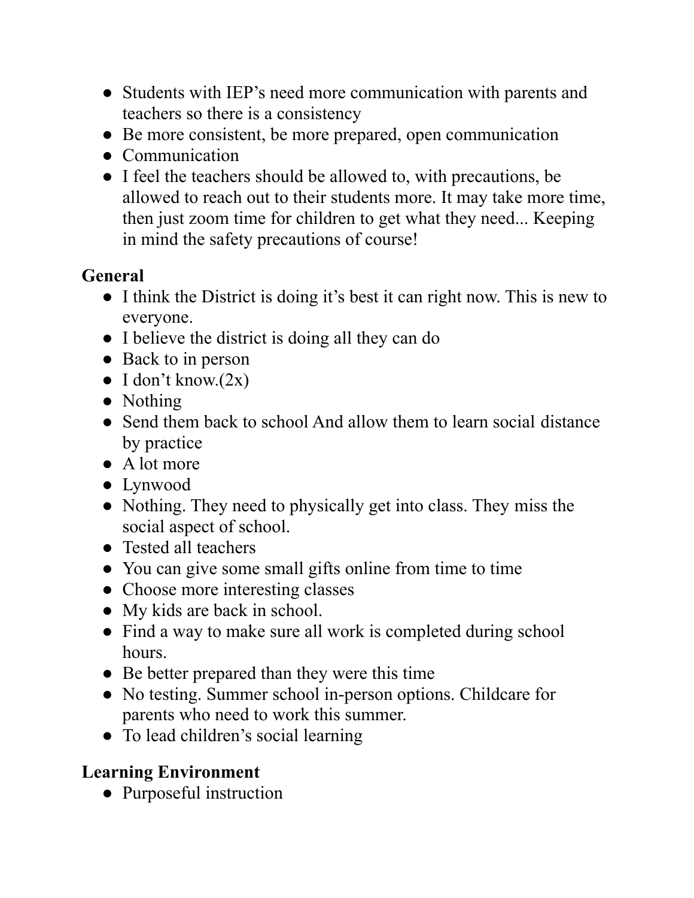- Students with IEP's need more communication with parents and teachers so there is a consistency
- Be more consistent, be more prepared, open communication
- Communication
- I feel the teachers should be allowed to, with precautions, be allowed to reach out to their students more. It may take more time, then just zoom time for children to get what they need... Keeping in mind the safety precautions of course!

**General**

- I think the District is doing it's best it can right now. This is new to everyone.
- I believe the district is doing all they can do
- Back to in person
- I don't know.(2x)
- Nothing
- Send them back to school And allow them to learn social distance by practice
- A lot more
- Lynwood
- Nothing. They need to physically get into class. They miss the social aspect of school.
- Tested all teachers
- You can give some small gifts online from time to time
- Choose more interesting classes
- My kids are back in school.
- Find a way to make sure all work is completed during school hours.
- Be better prepared than they were this time
- No testing. Summer school in-person options. Childcare for parents who need to work this summer.
- To lead children's social learning

**Learning Environment**

- Purposeful instruction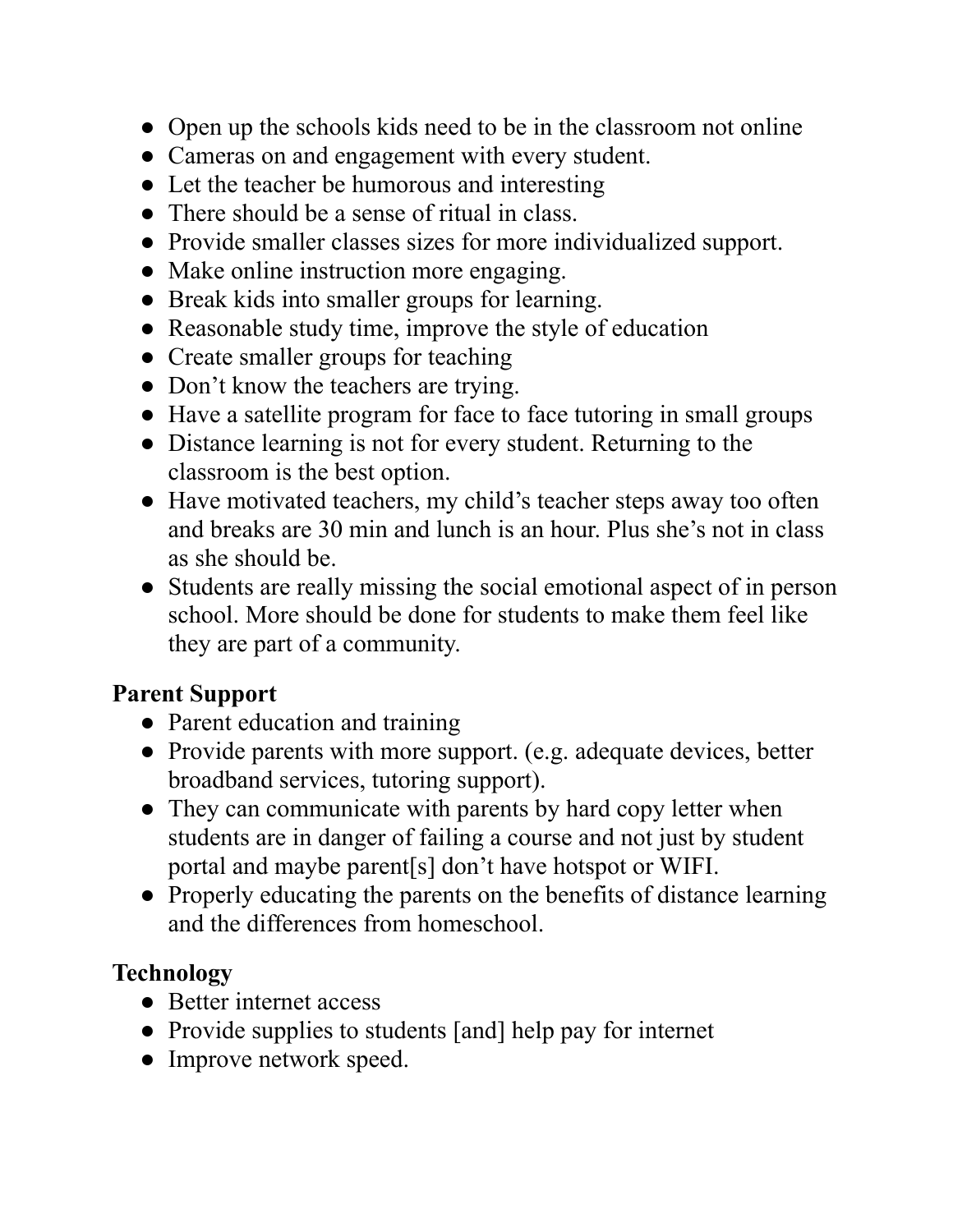- Open up the schools kids need to be in the classroom not online
- Cameras on and engagement with every student.
- Let the teacher be humorous and interesting
- There should be a sense of ritual in class.
- Provide smaller classes sizes for more individualized support.
- Make online instruction more engaging.
- Break kids into smaller groups for learning.
- Reasonable study time, improve the style of education
- Create smaller groups for teaching
- Don't know the teachers are trying.
- Have a satellite program for face to face tutoring in small groups
- Distance learning is not for every student. Returning to the classroom is the best option.
- Have motivated teachers, my child's teacher steps away too often and breaks are 30 min and lunch is an hour. Plus she's not in class as she should be.
- Students are really missing the social emotional aspect of in person school. More should be done for students to make them feel like they are part of a community.

**Parent Support**

- Parent education and training
- Provide parents with more support. (e.g. adequate devices, better broadband services, tutoring support).
- They can communicate with parents by hard copy letter when students are in danger of failing a course and not just by student portal and maybe parent[s] don't have hotspot or WIFI.
- Properly educating the parents on the benefits of distance learning and the differences from homeschool.

**Technology**

- Better internet access
- Provide supplies to students [and] help pay for internet
- Improve network speed.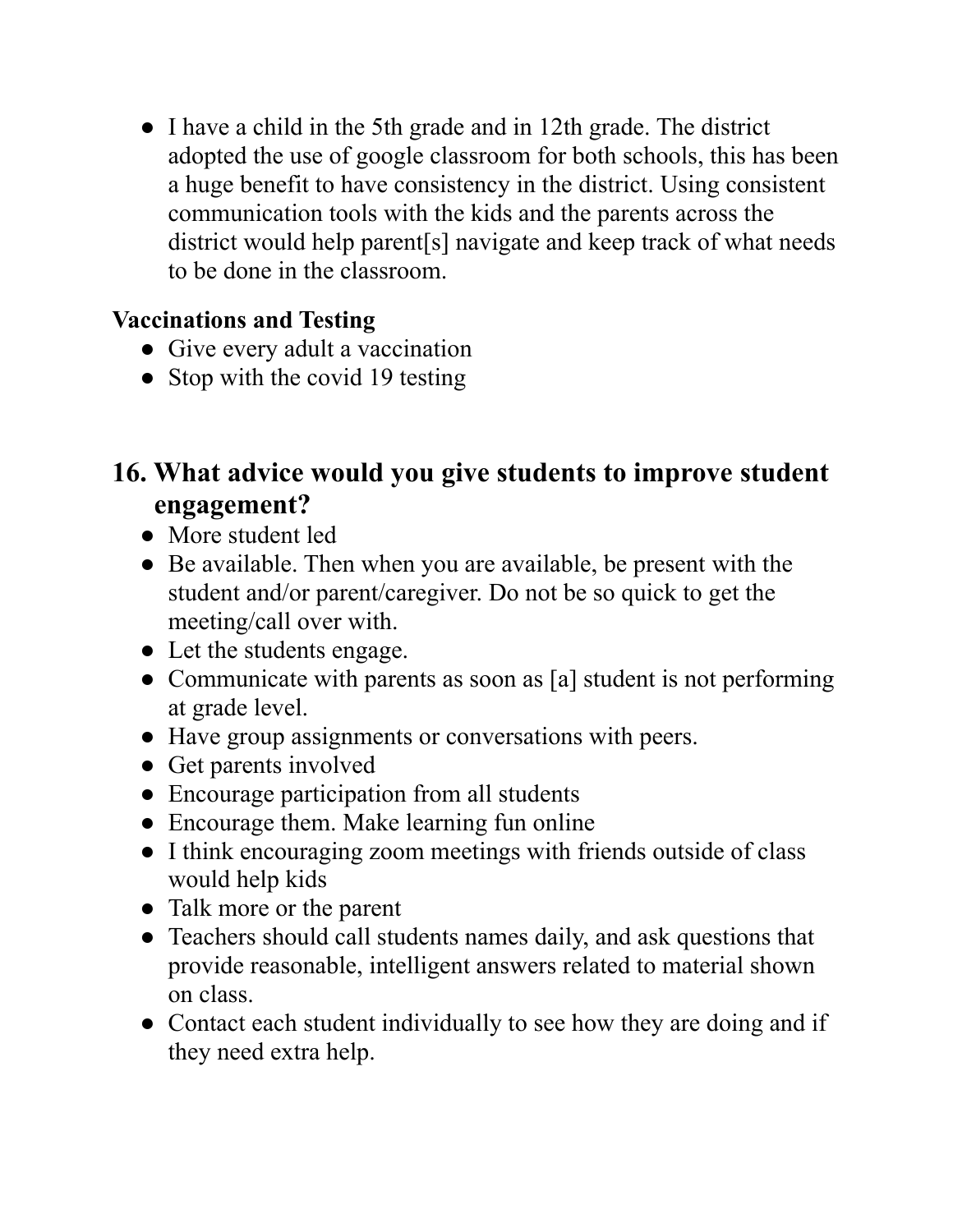- I have a child in the 5th grade and in 12th grade. The district adopted the use of google classroom for both schools, this has been a huge benefit to have consistency in the district. Using consistent communication tools with the kids and the parents across the district would help parent[s] navigate and keep track of what needs to be done in the classroom.

**Vaccinations and Testing**

- Give every adult a vaccination
- Stop with the covid 19 testing

## 16. What advice would you give students to improve student engagement?

- More student led
- Be available. Then when you are available, be present with the student and/or parent/caregiver. Do not be so quick to get the meeting/call over with.
- Let the students engage.
- Communicate with parents as soon as [a] student is not performing at grade level.
- Have group assignments or conversations with peers.
- Get parents involved
- Encourage participation from all students
- Encourage them. Make learning fun online
- I think encouraging zoom meetings with friends outside of class would help kids
- Talk more or the parent
- Teachers should call students names daily, and ask questions that provide reasonable, intelligent answers related to material shown on class.
- Contact each student individually to see how they are doing and if they need extra help.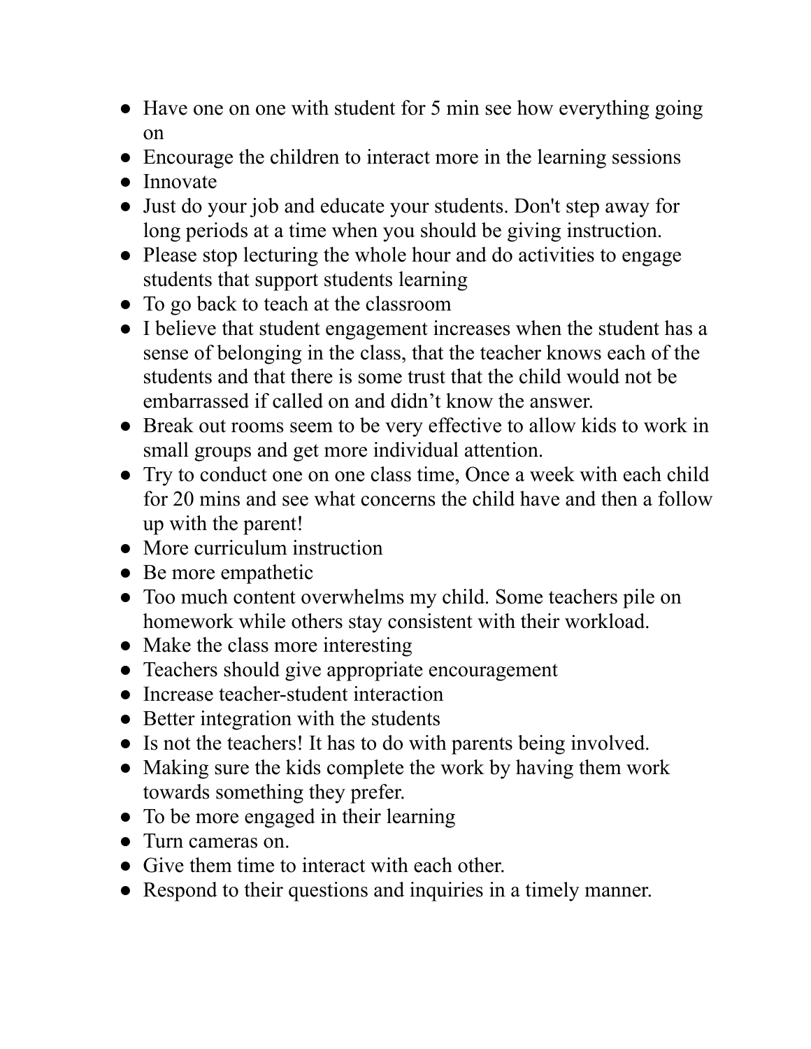- Have one on one with student for 5 min see how everything going on
- Encourage the children to interact more in the learning sessions
- Innovate
- Just do your job and educate your students. Don't step away for long periods at a time when you should be giving instruction.
- Please stop lecturing the whole hour and do activities to engage students that support students learning
- To go back to teach at the classroom
- I believe that student engagement increases when the student has a sense of belonging in the class, that the teacher knows each of the students and that there is some trust that the child would not be embarrassed if called on and didn't know the answer.
- Break out rooms seem to be very effective to allow kids to work in small groups and get more individual attention.
- Try to conduct one on one class time, Once a week with each child for 20 mins and see what concerns the child have and then a follow up with the parent!
- More curriculum instruction
- Be more empathetic
- Too much content overwhelms my child. Some teachers pile on homework while others stay consistent with their workload.
- Make the class more interesting
- Teachers should give appropriate encouragement
- Increase teacher-student interaction
- Better integration with the students
- Is not the teachers! It has to do with parents being involved.
- Making sure the kids complete the work by having them work towards something they prefer.
- To be more engaged in their learning
- Turn cameras on.
- Give them time to interact with each other.
- Respond to their questions and inquiries in a timely manner.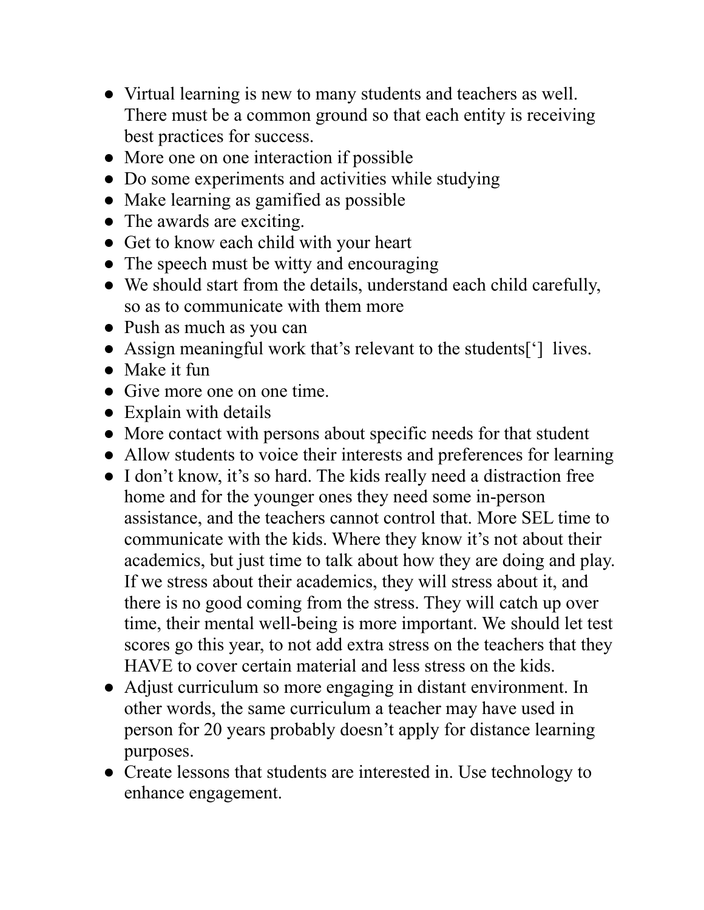- Virtual learning is new to many students and teachers as well. There must be a common ground so that each entity is receiving best practices for success.
- More one on one interaction if possible
- Do some experiments and activities while studying
- Make learning as gamified as possible
- The awards are exciting.
- Get to know each child with your heart
- The speech must be witty and encouraging
- We should start from the details, understand each child carefully, so as to communicate with them more
- Push as much as you can
- Assign meaningful work that's relevant to the students[']  lives.
- Make it fun
- Give more one on one time.
- Explain with details
- More contact with persons about specific needs for that student
- Allow students to voice their interests and preferences for learning
- I don't know, it's so hard. The kids really need a distraction free home and for the younger ones they need some in-person assistance, and the teachers cannot control that. More SEL time to communicate with the kids. Where they know it's not about their academics, but just time to talk about how they are doing and play. If we stress about their academics, they will stress about it, and there is no good coming from the stress. They will catch up over time, their mental well-being is more important. We should let test scores go this year, to not add extra stress on the teachers that they HAVE to cover certain material and less stress on the kids.
- Adjust curriculum so more engaging in distant environment. In other words, the same curriculum a teacher may have used in person for 20 years probably doesn't apply for distance learning purposes.
- Create lessons that students are interested in. Use technology to enhance engagement.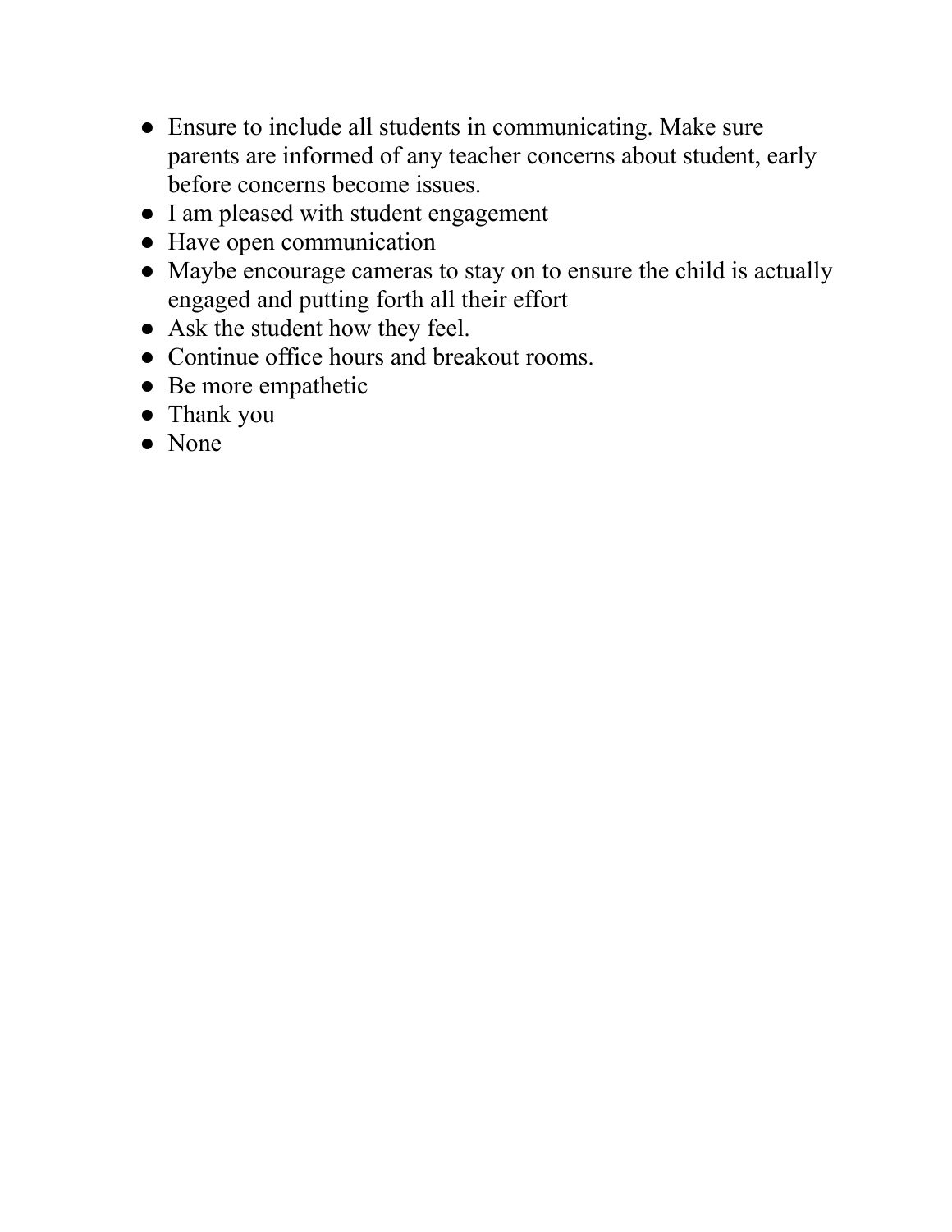- Ensure to include all students in communicating. Make sure parents are informed of any teacher concerns about student, early before concerns become issues.
- I am pleased with student engagement
- Have open communication
- Maybe encourage cameras to stay on to ensure the child is actually engaged and putting forth all their effort
- Ask the student how they feel.
- Continue office hours and breakout rooms.
- Be more empathetic
- Thank you
- None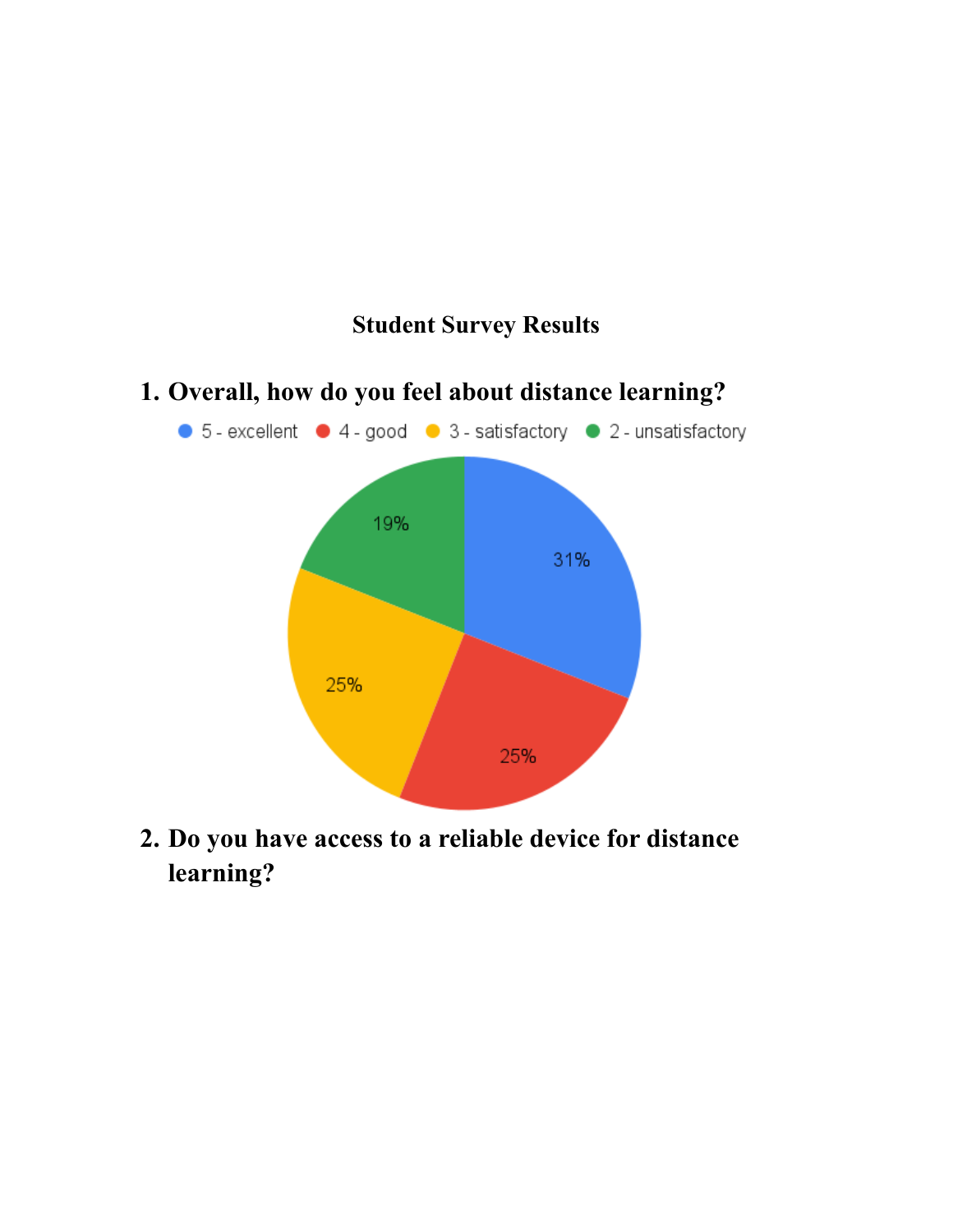**Student Survey Results**

1. **Overall, how do you feel about distance learning?**

5 - excellent | 4 - good | 3 - satisfactory | 2 - unsatisfactory

31%
25%
25%
19%

2. **Do you have access to a reliable device for distance learning?**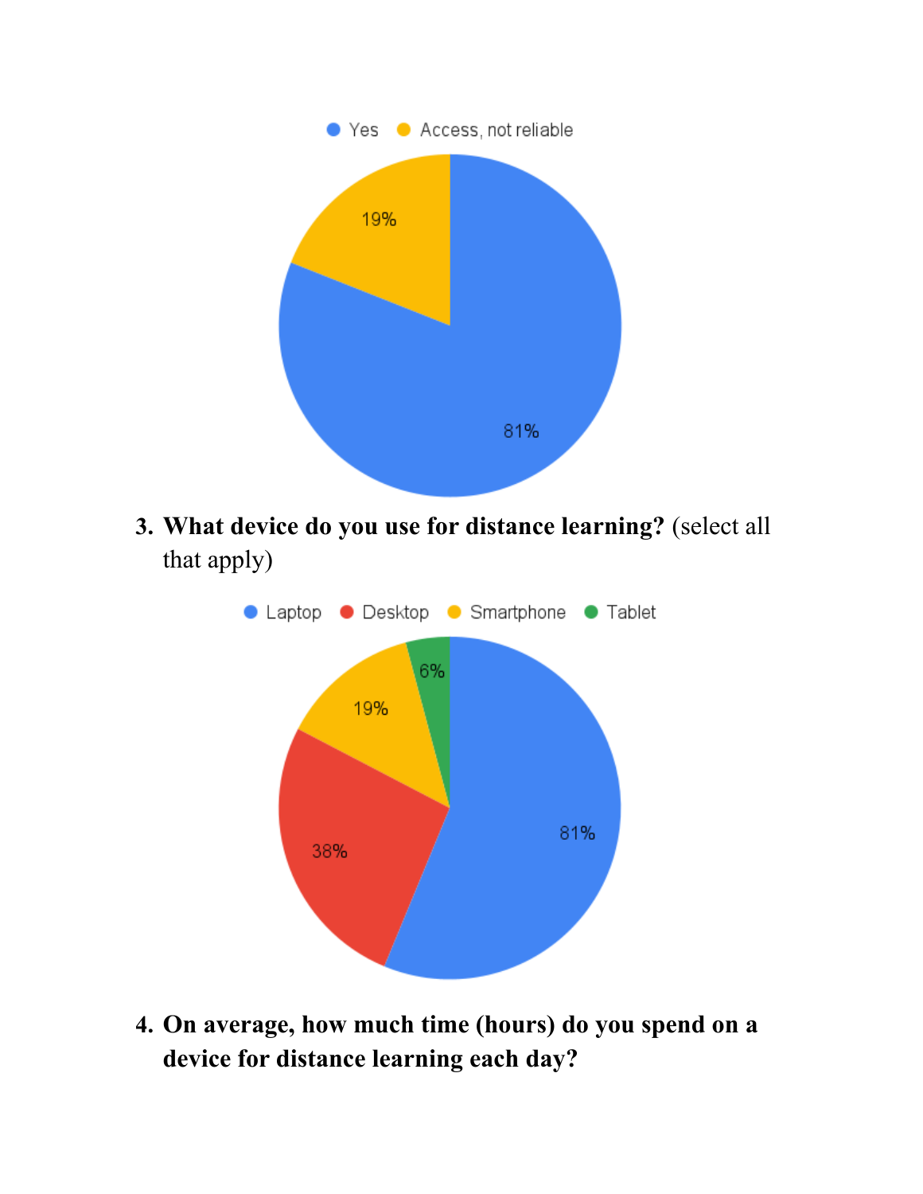Yes: 81%
Access, not reliable: 19%

3. **What device do you use for distance learning?** (select all that apply)

Laptop: 81%
Desktop: 38%
Smartphone: 19%
Tablet: 6%

4. **On average, how much time (hours) do you spend on a device for distance learning each day?**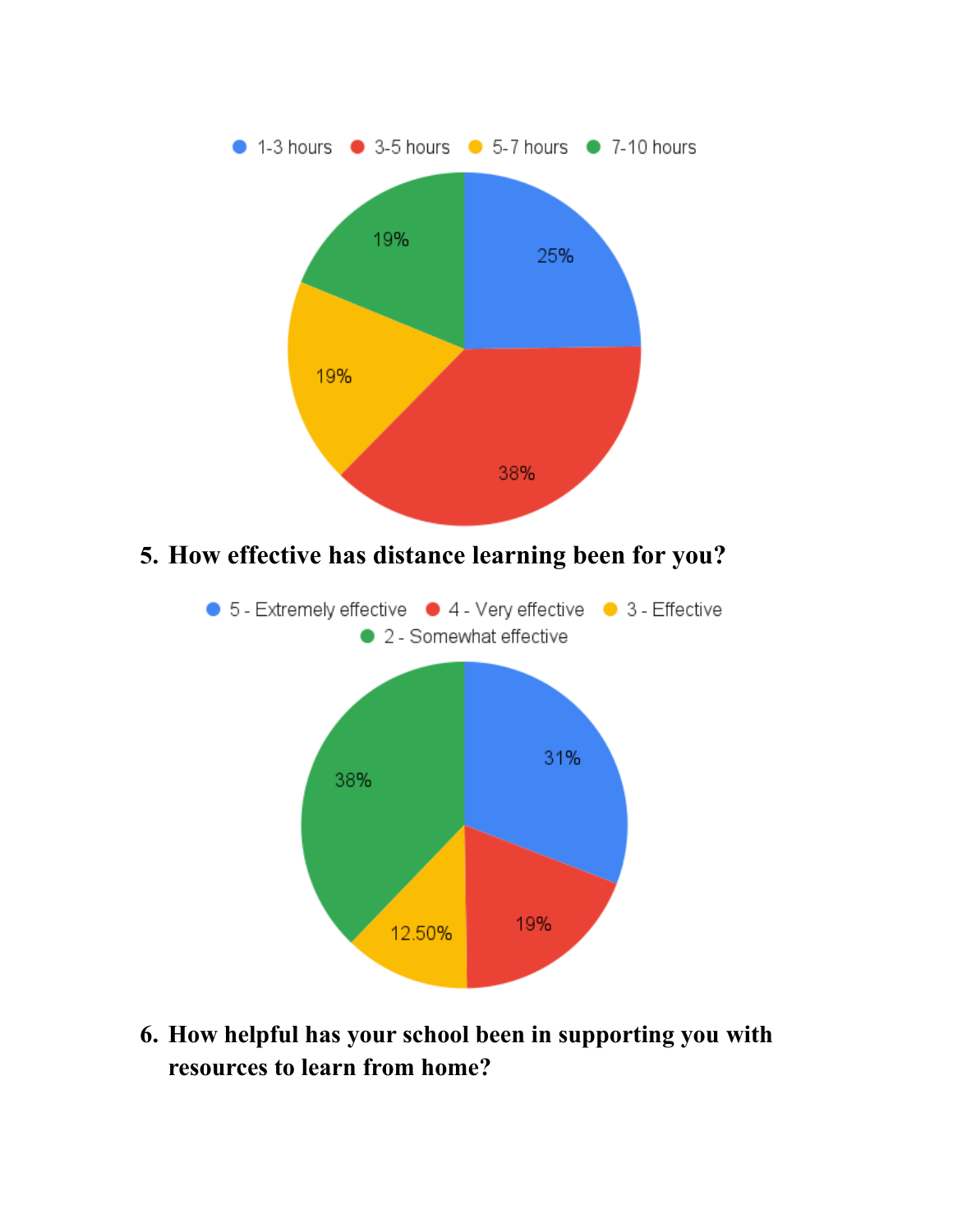1-3 hours: 25%
3-5 hours: 38%
5-7 hours: 19%
7-10 hours: 19%

5. **How effective has distance learning been for you?**

5 - Extremely effective: 31%
4 - Very effective: 19%
3 - Effective: 12.50%
2 - Somewhat effective: 38%

6. **How helpful has your school been in supporting you with resources to learn from home?**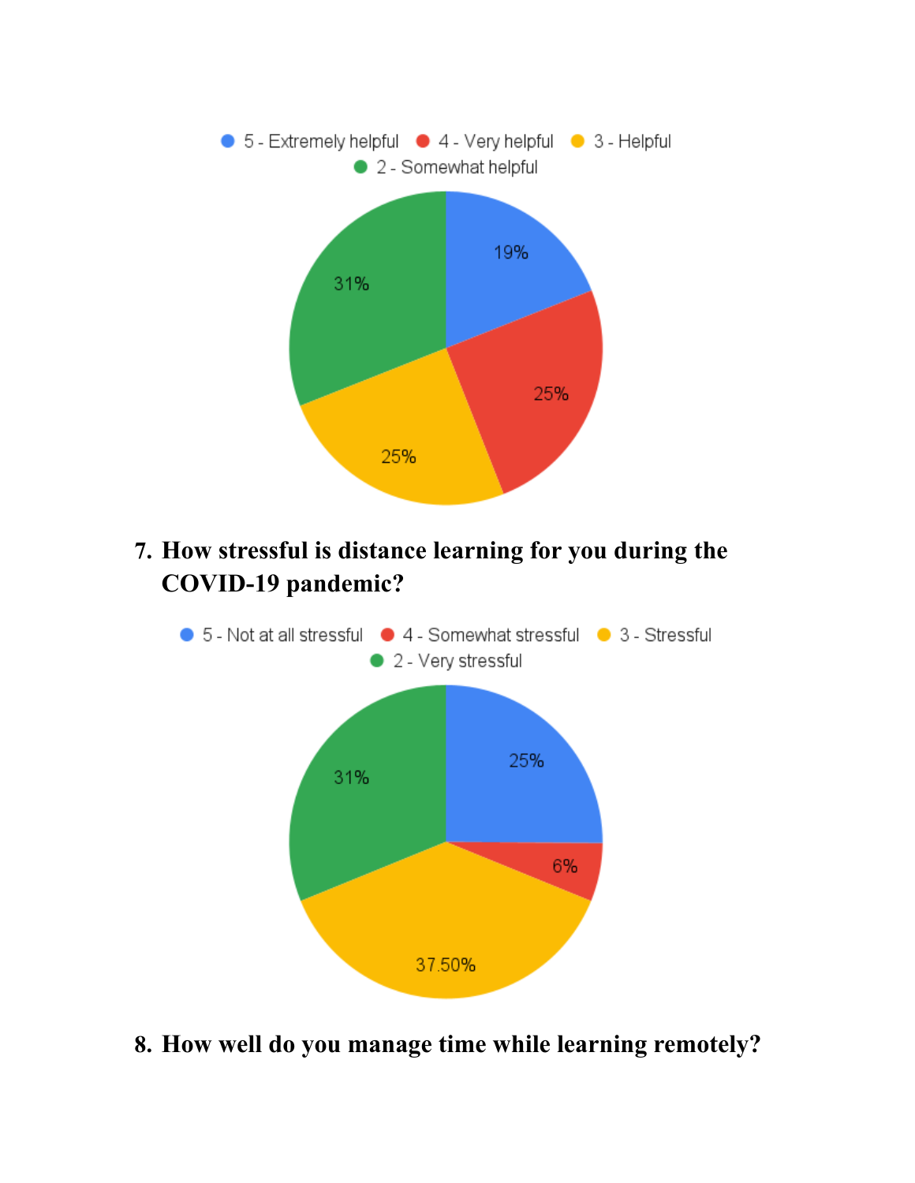- 5 - Extremely helpful: 19%
- 4 - Very helpful: 25%
- 3 - Helpful: 25%
- 2 - Somewhat helpful: 31%

7. **How stressful is distance learning for you during the COVID-19 pandemic?**

- 5 - Not at all stressful: 25%
- 4 - Somewhat stressful: 6%
- 3 - Stressful: 37.50%
- 2 - Very stressful: 31%

8. **How well do you manage time while learning remotely?**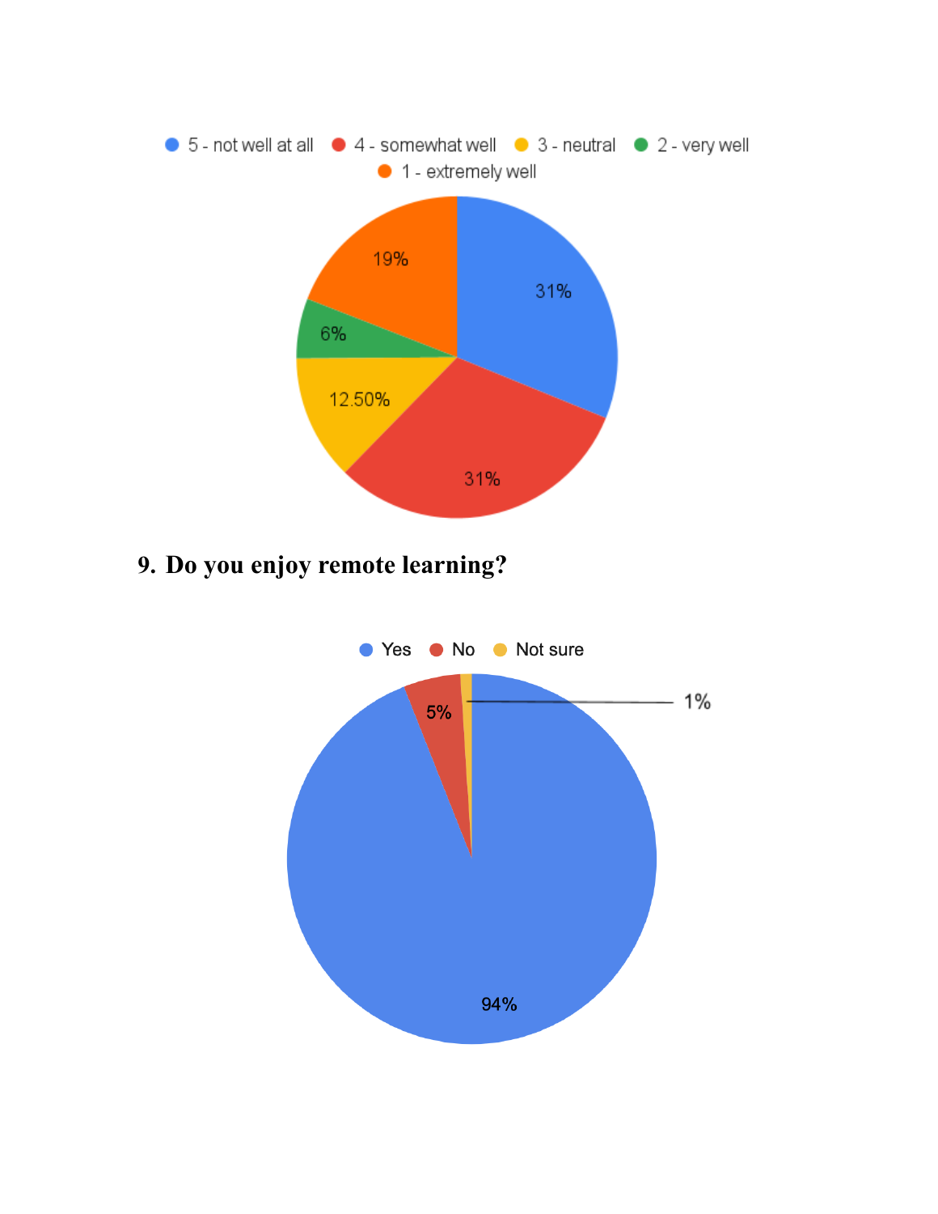5 - not well at all | 4 - somewhat well | 3 - neutral | 2 - very well | 1 - extremely well

| Response | Percentage |
| --- | --- |
| 5 - not well at all | 31% |
| 4 - somewhat well | 31% |
| 3 - neutral | 12.50% |
| 2 - very well | 6% |
| 1 - extremely well | 19% |

9. **Do you enjoy remote learning?**

| Response | Percentage |
| --- | --- |
| Yes | 94% |
| No | 5% |
| Not sure | 1% |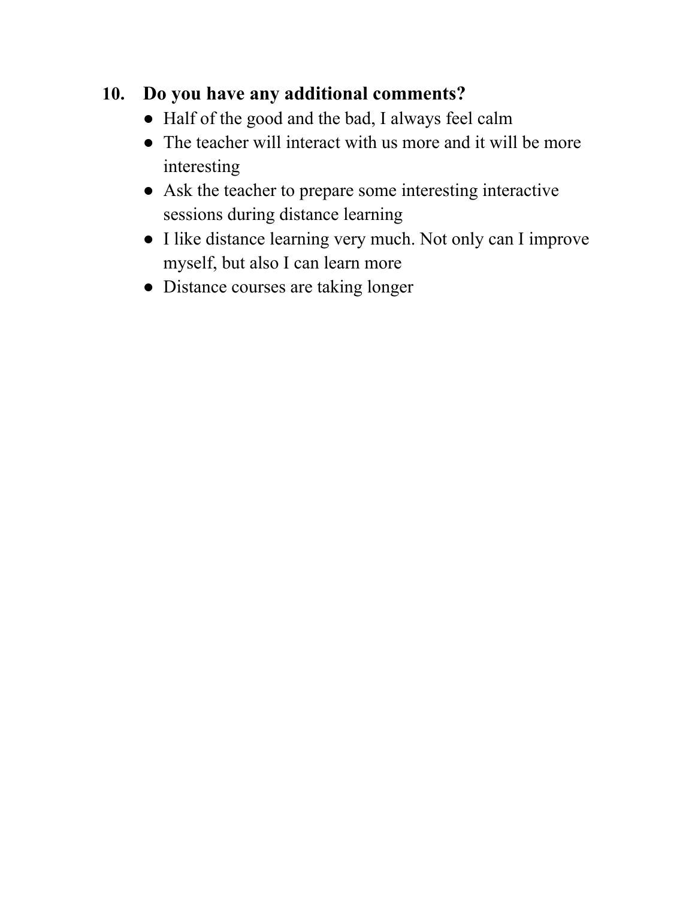**10. Do you have any additional comments?**

- Half of the good and the bad, I always feel calm
- The teacher will interact with us more and it will be more interesting
- Ask the teacher to prepare some interesting interactive sessions during distance learning
- I like distance learning very much. Not only can I improve myself, but also I can learn more
- Distance courses are taking longer